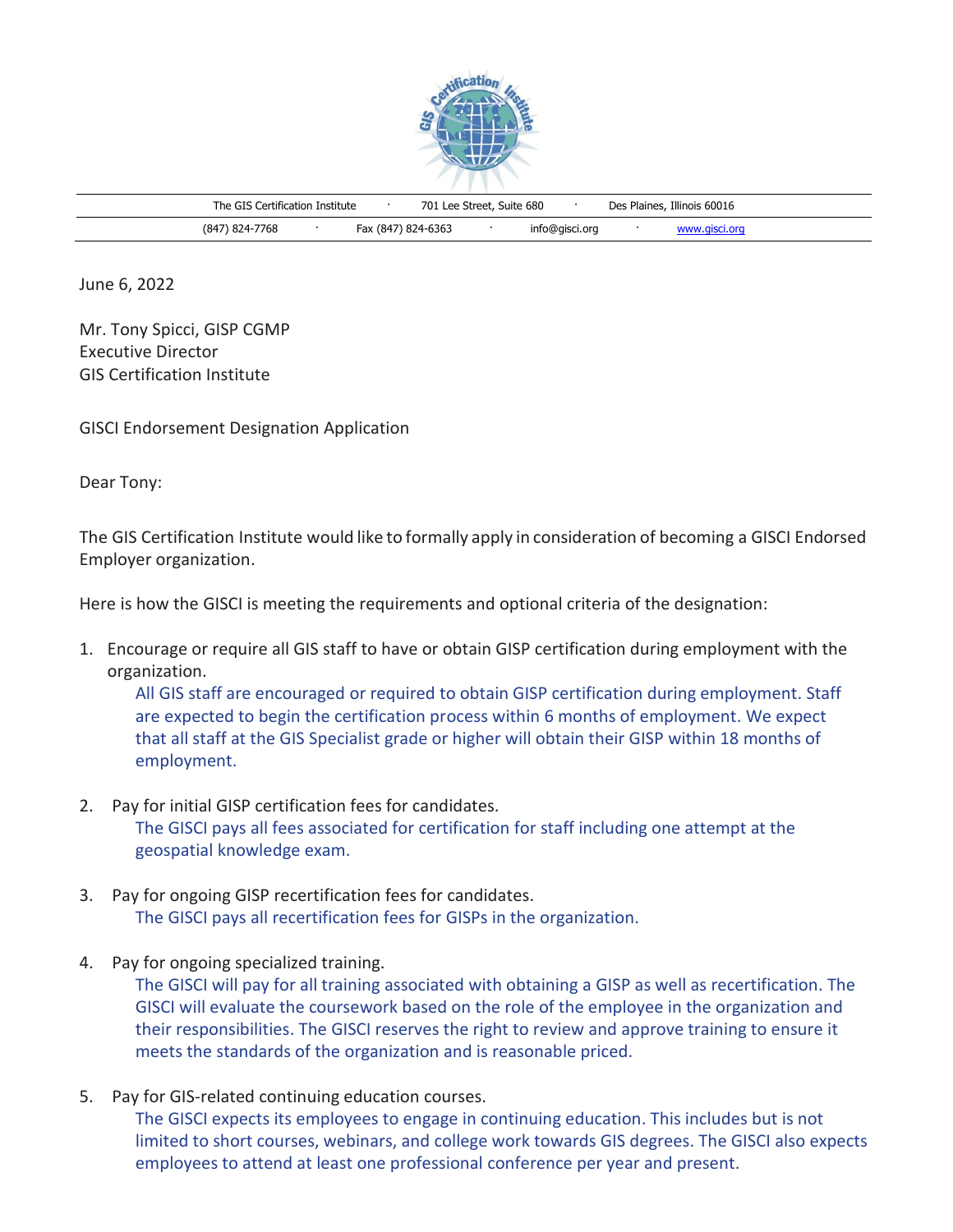The GIS Certification Institute · 701 Lee Street, Suite 680 · Des Plaines, Illinois 60016

(847) 824-7768 · Fax (847) 824-6363 · info@gisci.org · www.gisci.org

June 6, 2022

Mr. Tony Spicci, GISP CGMP
Executive Director
GIS Certification Institute

GISCI Endorsement Designation Application

Dear Tony:

The GIS Certification Institute would like to formally apply in consideration of becoming a GISCI Endorsed Employer organization.

Here is how the GISCI is meeting the requirements and optional criteria of the designation:

1. Encourage or require all GIS staff to have or obtain GISP certification during employment with the organization.
   All GIS staff are encouraged or required to obtain GISP certification during employment. Staff are expected to begin the certification process within 6 months of employment. We expect that all staff at the GIS Specialist grade or higher will obtain their GISP within 18 months of employment.

2. Pay for initial GISP certification fees for candidates.
   The GISCI pays all fees associated for certification for staff including one attempt at the geospatial knowledge exam.

3. Pay for ongoing GISP recertification fees for candidates.
   The GISCI pays all recertification fees for GISPs in the organization.

4. Pay for ongoing specialized training.
   The GISCI will pay for all training associated with obtaining a GISP as well as recertification. The GISCI will evaluate the coursework based on the role of the employee in the organization and their responsibilities. The GISCI reserves the right to review and approve training to ensure it meets the standards of the organization and is reasonable priced.

5. Pay for GIS-related continuing education courses.
   The GISCI expects its employees to engage in continuing education. This includes but is not limited to short courses, webinars, and college work towards GIS degrees. The GISCI also expects employees to attend at least one professional conference per year and present.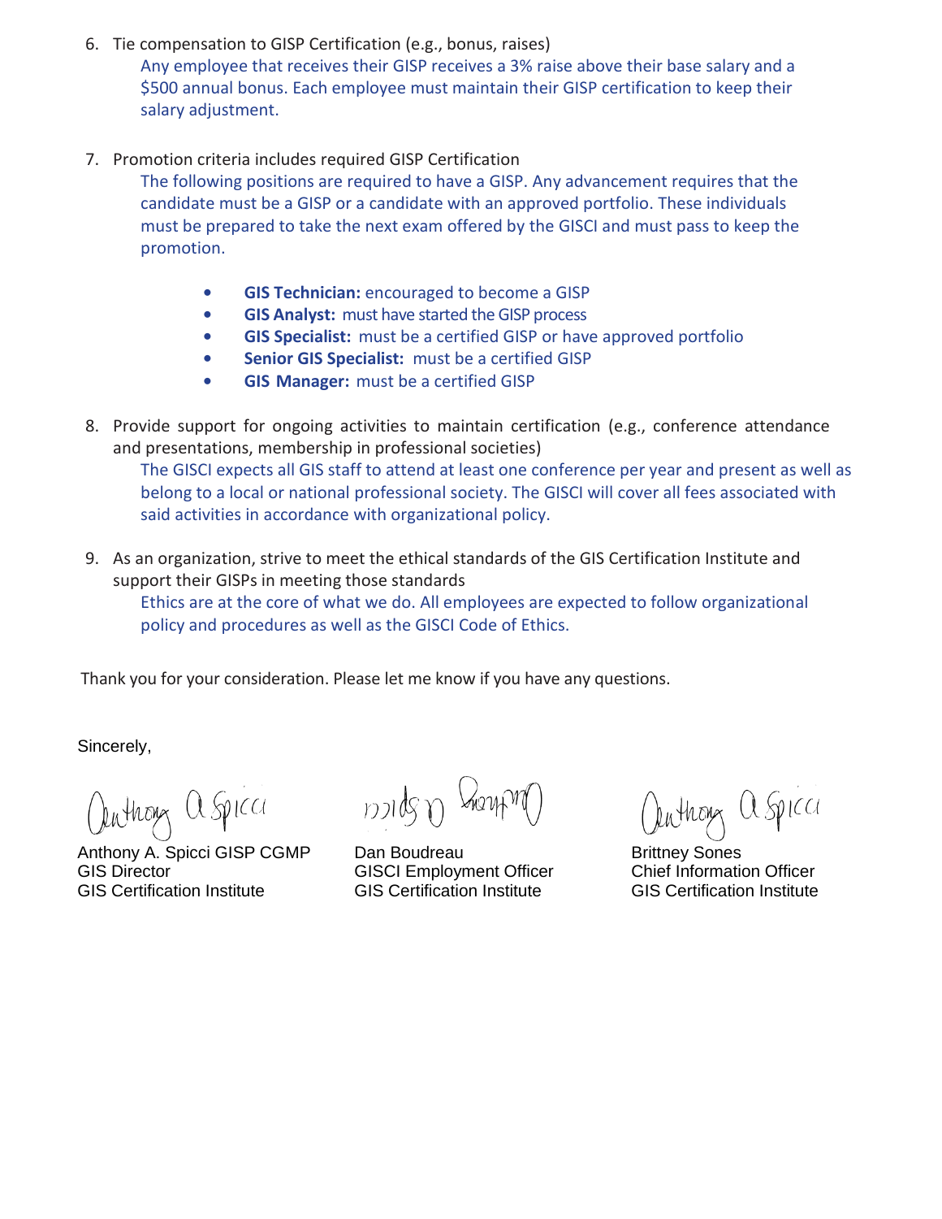6. Tie compensation to GISP Certification (e.g., bonus, raises)

   Any employee that receives their GISP receives a 3% raise above their base salary and a $500 annual bonus. Each employee must maintain their GISP certification to keep their salary adjustment.

7. Promotion criteria includes required GISP Certification

   The following positions are required to have a GISP. Any advancement requires that the candidate must be a GISP or a candidate with an approved portfolio. These individuals must be prepared to take the next exam offered by the GISCI and must pass to keep the promotion.

   - **GIS Technician:** encouraged to become a GISP
   - **GIS Analyst:** must have started the GISP process
   - **GIS Specialist:** must be a certified GISP or have approved portfolio
   - **Senior GIS Specialist:** must be a certified GISP
   - **GIS Manager:** must be a certified GISP

8. Provide support for ongoing activities to maintain certification (e.g., conference attendance and presentations, membership in professional societies)

   The GISCI expects all GIS staff to attend at least one conference per year and present as well as belong to a local or national professional society. The GISCI will cover all fees associated with said activities in accordance with organizational policy.

9. As an organization, strive to meet the ethical standards of the GIS Certification Institute and support their GISPs in meeting those standards

   Ethics are at the core of what we do. All employees are expected to follow organizational policy and procedures as well as the GISCI Code of Ethics.

Thank you for your consideration. Please let me know if you have any questions.

Sincerely,

Anthony A. Spicci GISP CGMP
GIS Director
GIS Certification Institute

Dan Boudreau
GISCI Employment Officer
GIS Certification Institute

Brittney Sones
Chief Information Officer
GIS Certification Institute